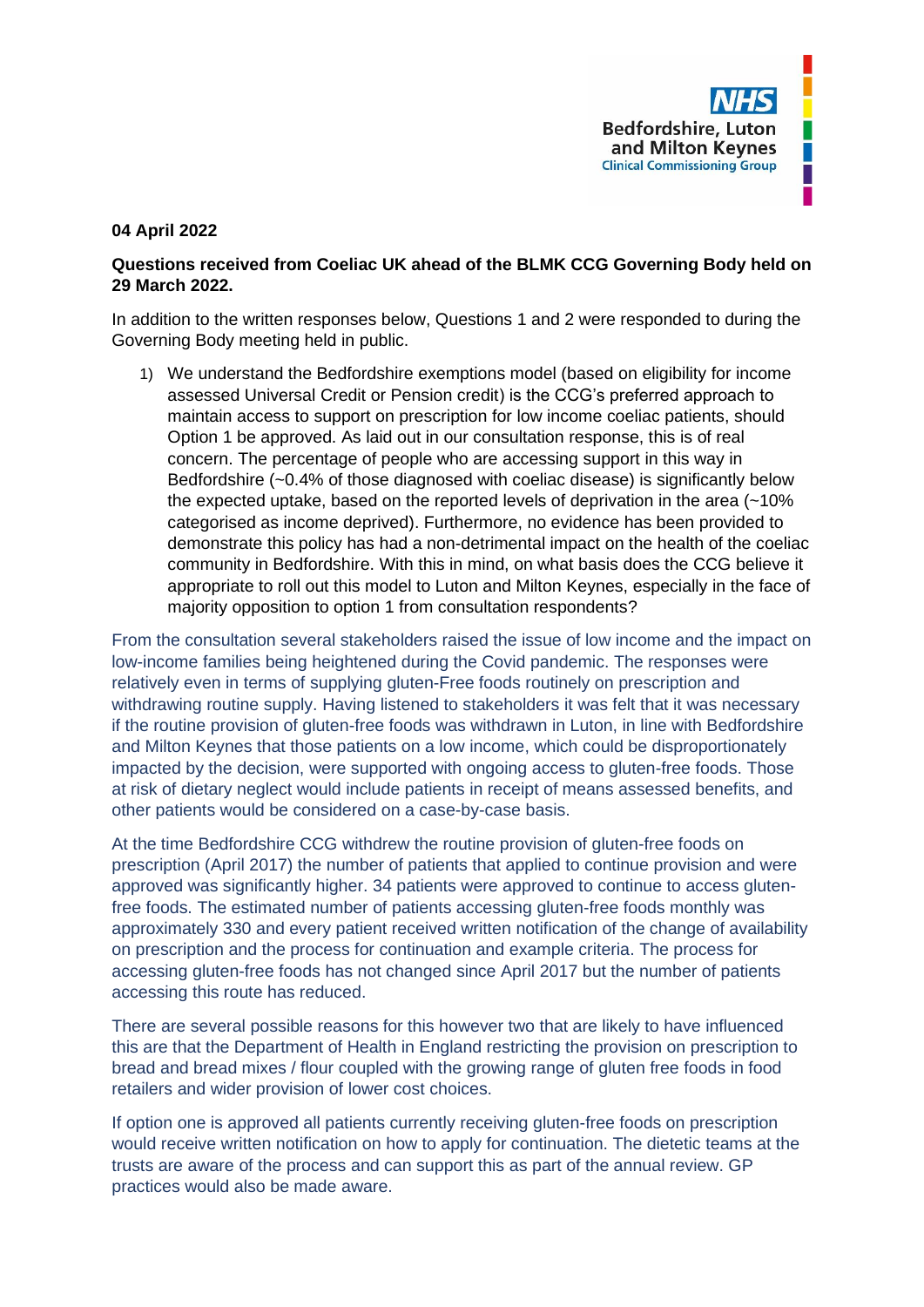NHS Bedfordshire, Luton and Milton Keynes Clinical Commissioning Group

**04 April 2022**

**Questions received from Coeliac UK ahead of the BLMK CCG Governing Body held on 29 March 2022.**

In addition to the written responses below, Questions 1 and 2 were responded to during the Governing Body meeting held in public.

1) We understand the Bedfordshire exemptions model (based on eligibility for income assessed Universal Credit or Pension credit) is the CCG's preferred approach to maintain access to support on prescription for low income coeliac patients, should Option 1 be approved. As laid out in our consultation response, this is of real concern. The percentage of people who are accessing support in this way in Bedfordshire (~0.4% of those diagnosed with coeliac disease) is significantly below the expected uptake, based on the reported levels of deprivation in the area (~10% categorised as income deprived). Furthermore, no evidence has been provided to demonstrate this policy has had a non-detrimental impact on the health of the coeliac community in Bedfordshire. With this in mind, on what basis does the CCG believe it appropriate to roll out this model to Luton and Milton Keynes, especially in the face of majority opposition to option 1 from consultation respondents?

From the consultation several stakeholders raised the issue of low income and the impact on low-income families being heightened during the Covid pandemic. The responses were relatively even in terms of supplying gluten-Free foods routinely on prescription and withdrawing routine supply. Having listened to stakeholders it was felt that it was necessary if the routine provision of gluten-free foods was withdrawn in Luton, in line with Bedfordshire and Milton Keynes that those patients on a low income, which could be disproportionately impacted by the decision, were supported with ongoing access to gluten-free foods. Those at risk of dietary neglect would include patients in receipt of means assessed benefits, and other patients would be considered on a case-by-case basis.

At the time Bedfordshire CCG withdrew the routine provision of gluten-free foods on prescription (April 2017) the number of patients that applied to continue provision and were approved was significantly higher. 34 patients were approved to continue to access gluten-free foods. The estimated number of patients accessing gluten-free foods monthly was approximately 330 and every patient received written notification of the change of availability on prescription and the process for continuation and example criteria. The process for accessing gluten-free foods has not changed since April 2017 but the number of patients accessing this route has reduced.

There are several possible reasons for this however two that are likely to have influenced this are that the Department of Health in England restricting the provision on prescription to bread and bread mixes / flour coupled with the growing range of gluten free foods in food retailers and wider provision of lower cost choices.

If option one is approved all patients currently receiving gluten-free foods on prescription would receive written notification on how to apply for continuation. The dietetic teams at the trusts are aware of the process and can support this as part of the annual review. GP practices would also be made aware.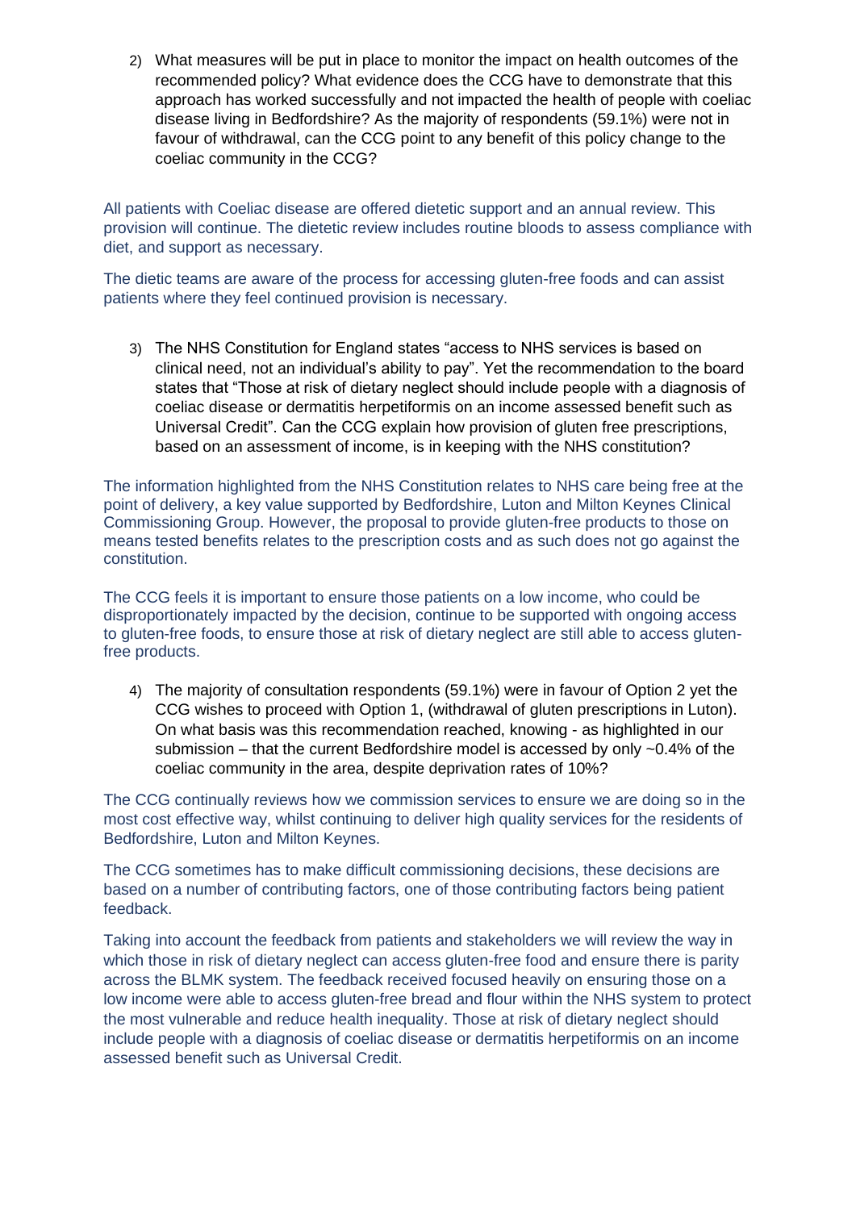2) What measures will be put in place to monitor the impact on health outcomes of the recommended policy? What evidence does the CCG have to demonstrate that this approach has worked successfully and not impacted the health of people with coeliac disease living in Bedfordshire? As the majority of respondents (59.1%) were not in favour of withdrawal, can the CCG point to any benefit of this policy change to the coeliac community in the CCG?

All patients with Coeliac disease are offered dietetic support and an annual review. This provision will continue. The dietetic review includes routine bloods to assess compliance with diet, and support as necessary.

The dietic teams are aware of the process for accessing gluten-free foods and can assist patients where they feel continued provision is necessary.

3) The NHS Constitution for England states "access to NHS services is based on clinical need, not an individual's ability to pay". Yet the recommendation to the board states that "Those at risk of dietary neglect should include people with a diagnosis of coeliac disease or dermatitis herpetiformis on an income assessed benefit such as Universal Credit". Can the CCG explain how provision of gluten free prescriptions, based on an assessment of income, is in keeping with the NHS constitution?

The information highlighted from the NHS Constitution relates to NHS care being free at the point of delivery, a key value supported by Bedfordshire, Luton and Milton Keynes Clinical Commissioning Group. However, the proposal to provide gluten-free products to those on means tested benefits relates to the prescription costs and as such does not go against the constitution.

The CCG feels it is important to ensure those patients on a low income, who could be disproportionately impacted by the decision, continue to be supported with ongoing access to gluten-free foods, to ensure those at risk of dietary neglect are still able to access gluten-free products.

4) The majority of consultation respondents (59.1%) were in favour of Option 2 yet the CCG wishes to proceed with Option 1, (withdrawal of gluten prescriptions in Luton). On what basis was this recommendation reached, knowing - as highlighted in our submission – that the current Bedfordshire model is accessed by only ~0.4% of the coeliac community in the area, despite deprivation rates of 10%?

The CCG continually reviews how we commission services to ensure we are doing so in the most cost effective way, whilst continuing to deliver high quality services for the residents of Bedfordshire, Luton and Milton Keynes.

The CCG sometimes has to make difficult commissioning decisions, these decisions are based on a number of contributing factors, one of those contributing factors being patient feedback.

Taking into account the feedback from patients and stakeholders we will review the way in which those in risk of dietary neglect can access gluten-free food and ensure there is parity across the BLMK system. The feedback received focused heavily on ensuring those on a low income were able to access gluten-free bread and flour within the NHS system to protect the most vulnerable and reduce health inequality. Those at risk of dietary neglect should include people with a diagnosis of coeliac disease or dermatitis herpetiformis on an income assessed benefit such as Universal Credit.